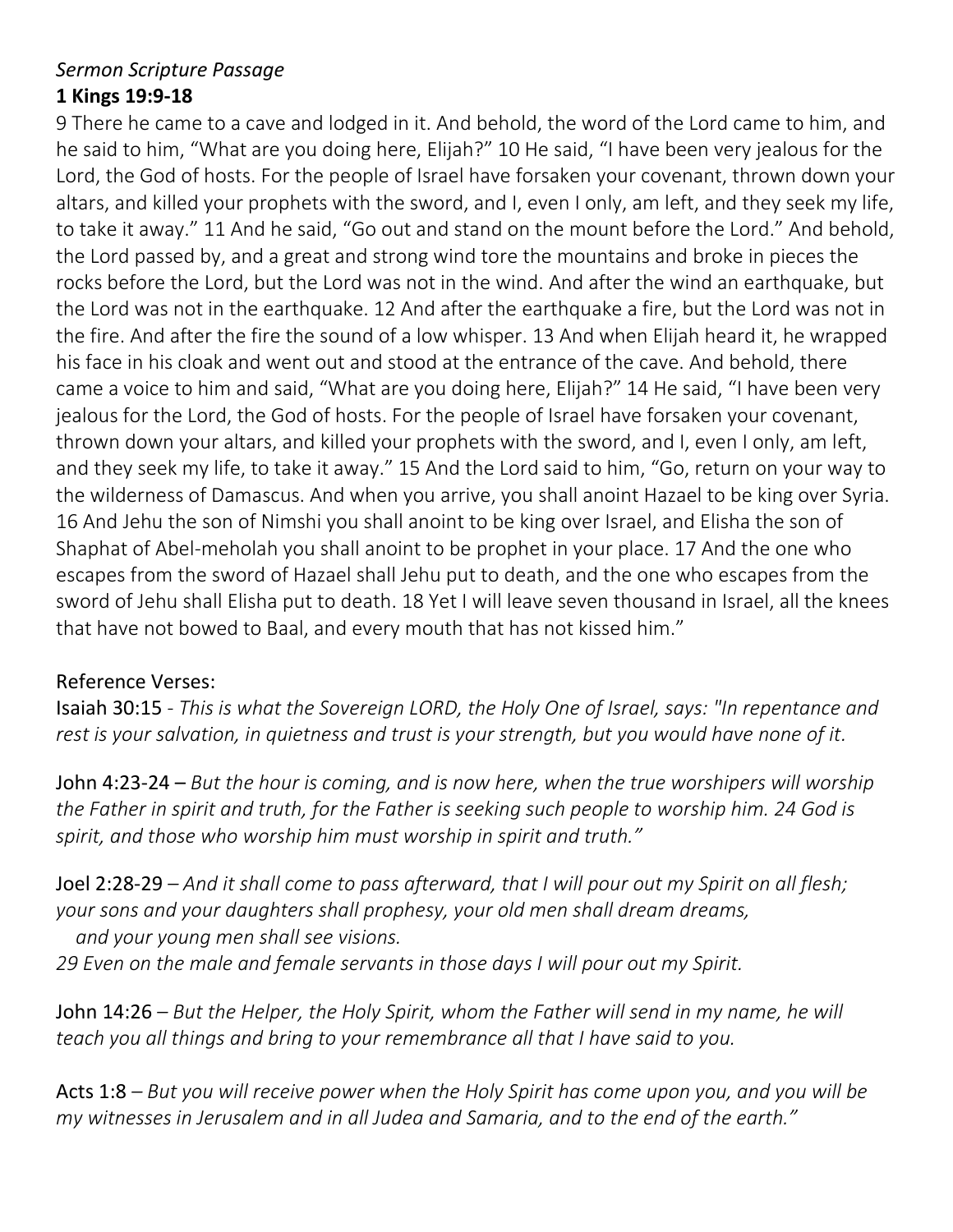*Sermon Scripture Passage*

**1 Kings 19:9-18**

9 There he came to a cave and lodged in it. And behold, the word of the Lord came to him, and he said to him, "What are you doing here, Elijah?" 10 He said, "I have been very jealous for the Lord, the God of hosts. For the people of Israel have forsaken your covenant, thrown down your altars, and killed your prophets with the sword, and I, even I only, am left, and they seek my life, to take it away." 11 And he said, "Go out and stand on the mount before the Lord." And behold, the Lord passed by, and a great and strong wind tore the mountains and broke in pieces the rocks before the Lord, but the Lord was not in the wind. And after the wind an earthquake, but the Lord was not in the earthquake. 12 And after the earthquake a fire, but the Lord was not in the fire. And after the fire the sound of a low whisper. 13 And when Elijah heard it, he wrapped his face in his cloak and went out and stood at the entrance of the cave. And behold, there came a voice to him and said, "What are you doing here, Elijah?" 14 He said, "I have been very jealous for the Lord, the God of hosts. For the people of Israel have forsaken your covenant, thrown down your altars, and killed your prophets with the sword, and I, even I only, am left, and they seek my life, to take it away." 15 And the Lord said to him, "Go, return on your way to the wilderness of Damascus. And when you arrive, you shall anoint Hazael to be king over Syria. 16 And Jehu the son of Nimshi you shall anoint to be king over Israel, and Elisha the son of Shaphat of Abel-meholah you shall anoint to be prophet in your place. 17 And the one who escapes from the sword of Hazael shall Jehu put to death, and the one who escapes from the sword of Jehu shall Elisha put to death. 18 Yet I will leave seven thousand in Israel, all the knees that have not bowed to Baal, and every mouth that has not kissed him."

Reference Verses:

Isaiah 30:15 - *This is what the Sovereign LORD, the Holy One of Israel, says: "In repentance and rest is your salvation, in quietness and trust is your strength, but you would have none of it.*

John 4:23-24 – *But the hour is coming, and is now here, when the true worshipers will worship the Father in spirit and truth, for the Father is seeking such people to worship him. 24 God is spirit, and those who worship him must worship in spirit and truth."*

Joel 2:28-29 – *And it shall come to pass afterward, that I will pour out my Spirit on all flesh; your sons and your daughters shall prophesy, your old men shall dream dreams,*
*and your young men shall see visions.*
*29 Even on the male and female servants in those days I will pour out my Spirit.*

John 14:26 – *But the Helper, the Holy Spirit, whom the Father will send in my name, he will teach you all things and bring to your remembrance all that I have said to you.*

Acts 1:8 – *But you will receive power when the Holy Spirit has come upon you, and you will be my witnesses in Jerusalem and in all Judea and Samaria, and to the end of the earth."*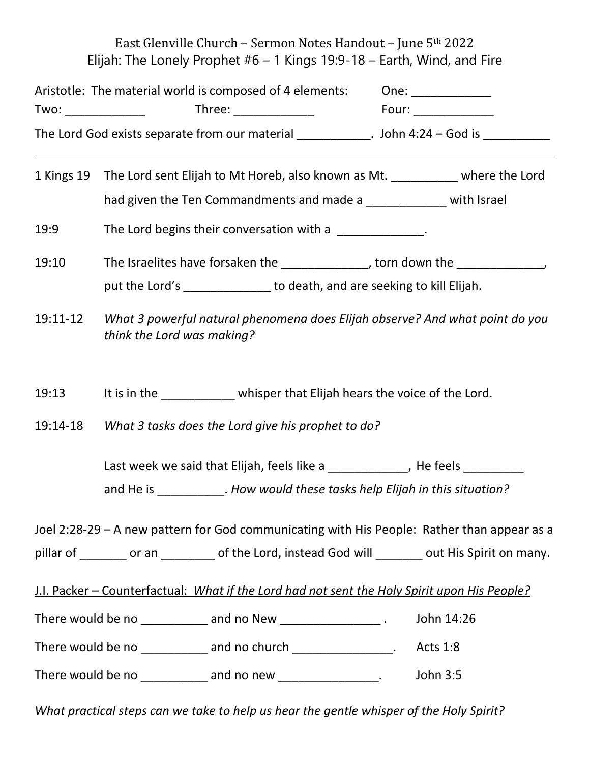East Glenville Church – Sermon Notes Handout – June 5th 2022

Elijah: The Lonely Prophet #6 – 1 Kings 19:9-18 – Earth, Wind, and Fire

Aristotle: The material world is composed of 4 elements: One: ____________

Two: ____________ Three: ____________ Four: ____________

The Lord God exists separate from our material ___________. John 4:24 – God is __________

---

1 Kings 19 The Lord sent Elijah to Mt Horeb, also known as Mt. __________ where the Lord had given the Ten Commandments and made a ____________ with Israel

19:9 The Lord begins their conversation with a _____________.

19:10 The Israelites have forsaken the _____________, torn down the _____________, put the Lord's _____________ to death, and are seeking to kill Elijah.

19:11-12 *What 3 powerful natural phenomena does Elijah observe? And what point do you think the Lord was making?*

19:13 It is in the ___________ whisper that Elijah hears the voice of the Lord.

19:14-18 *What 3 tasks does the Lord give his prophet to do?*

Last week we said that Elijah, feels like a ____________, He feels _________ and He is __________. *How would these tasks help Elijah in this situation?*

Joel 2:28-29 – A new pattern for God communicating with His People: Rather than appear as a pillar of _______ or an ________ of the Lord, instead God will _______ out His Spirit on many.

<u>J.I. Packer – Counterfactual: *What if the Lord had not sent the Holy Spirit upon His People?*</u>

There would be no __________ and no New _______________ . John 14:26

There would be no __________ and no church _______________. Acts 1:8

There would be no __________ and no new _______________. John 3:5

*What practical steps can we take to help us hear the gentle whisper of the Holy Spirit?*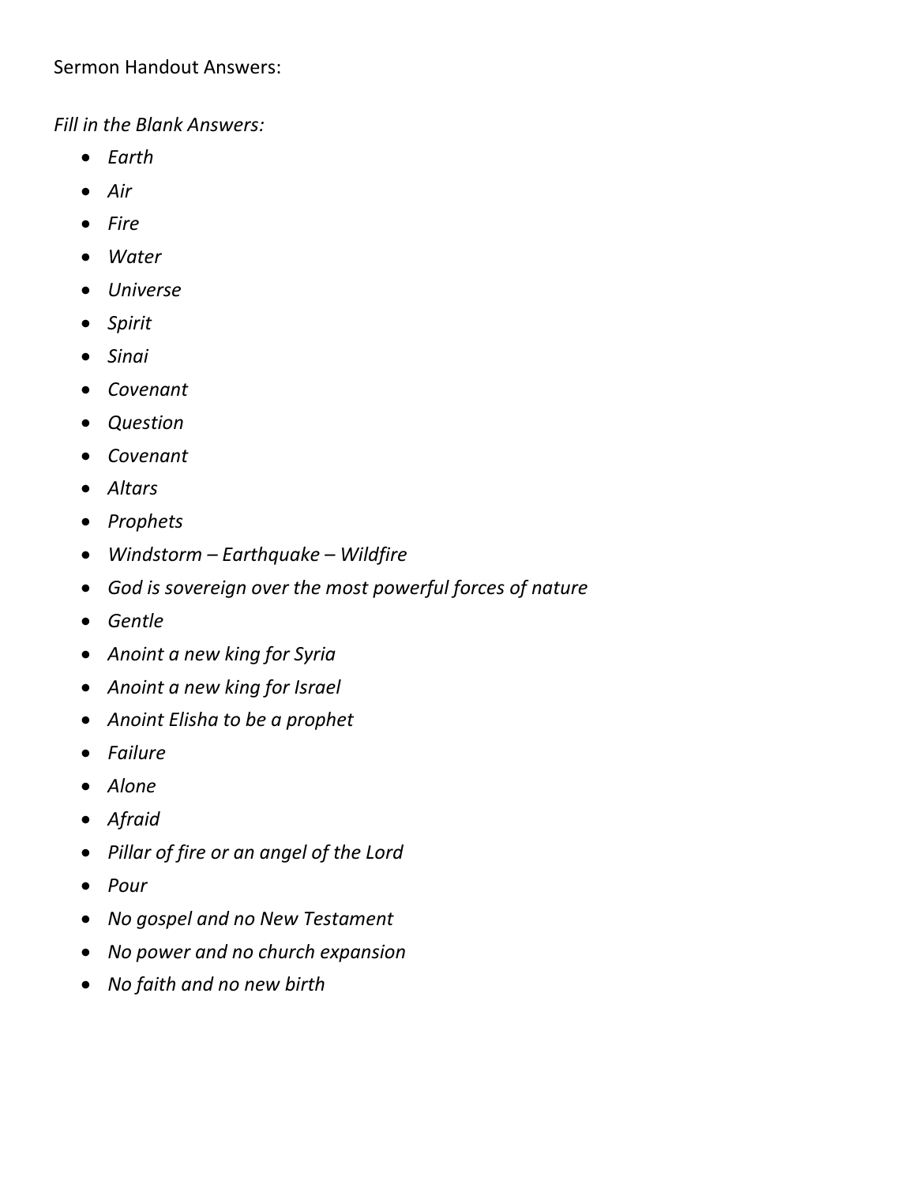Sermon Handout Answers:

*Fill in the Blank Answers:*

- *Earth*
- *Air*
- *Fire*
- *Water*
- *Universe*
- *Spirit*
- *Sinai*
- *Covenant*
- *Question*
- *Covenant*
- *Altars*
- *Prophets*
- *Windstorm – Earthquake – Wildfire*
- *God is sovereign over the most powerful forces of nature*
- *Gentle*
- *Anoint a new king for Syria*
- *Anoint a new king for Israel*
- *Anoint Elisha to be a prophet*
- *Failure*
- *Alone*
- *Afraid*
- *Pillar of fire or an angel of the Lord*
- *Pour*
- *No gospel and no New Testament*
- *No power and no church expansion*
- *No faith and no new birth*